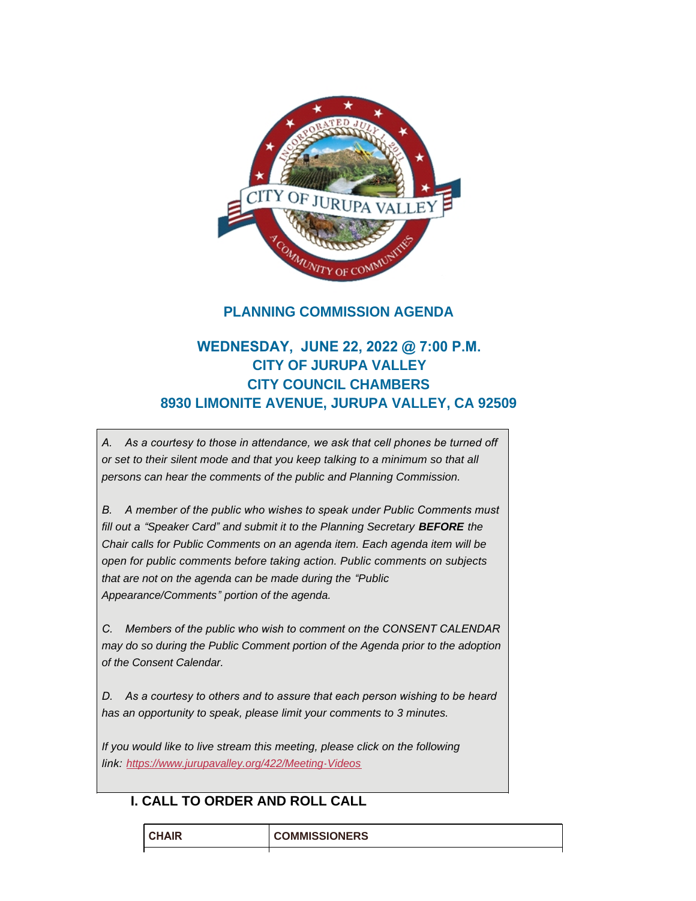## PLANNING COMMISSION AGENDA

## WEDNESDAY, JUNE 22, 2022 @ 7:00 P.M.
## CITY OF JURUPA VALLEY
## CITY COUNCIL CHAMBERS
## 8930 LIMONITE AVENUE, JURUPA VALLEY, CA 92509

*A. As a courtesy to those in attendance, we ask that cell phones be turned off or set to their silent mode and that you keep talking to a minimum so that all persons can hear the comments of the public and Planning Commission.*

*B. A member of the public who wishes to speak under Public Comments must fill out a "Speaker Card" and submit it to the Planning Secretary* ***BEFORE*** *the Chair calls for Public Comments on an agenda item. Each agenda item will be open for public comments before taking action. Public comments on subjects that are not on the agenda can be made during the "Public Appearance/Comments" portion of the agenda.*

*C. Members of the public who wish to comment on the CONSENT CALENDAR may do so during the Public Comment portion of the Agenda prior to the adoption of the Consent Calendar.*

*D. As a courtesy to others and to assure that each person wishing to be heard has an opportunity to speak, please limit your comments to 3 minutes.*

*If you would like to live stream this meeting, please click on the following link:* [https://www.jurupavalley.org/422/Meeting-Videos](https://www.jurupavalley.org/422/Meeting-Videos)

### I. CALL TO ORDER AND ROLL CALL

| CHAIR | COMMISSIONERS |
|---|---|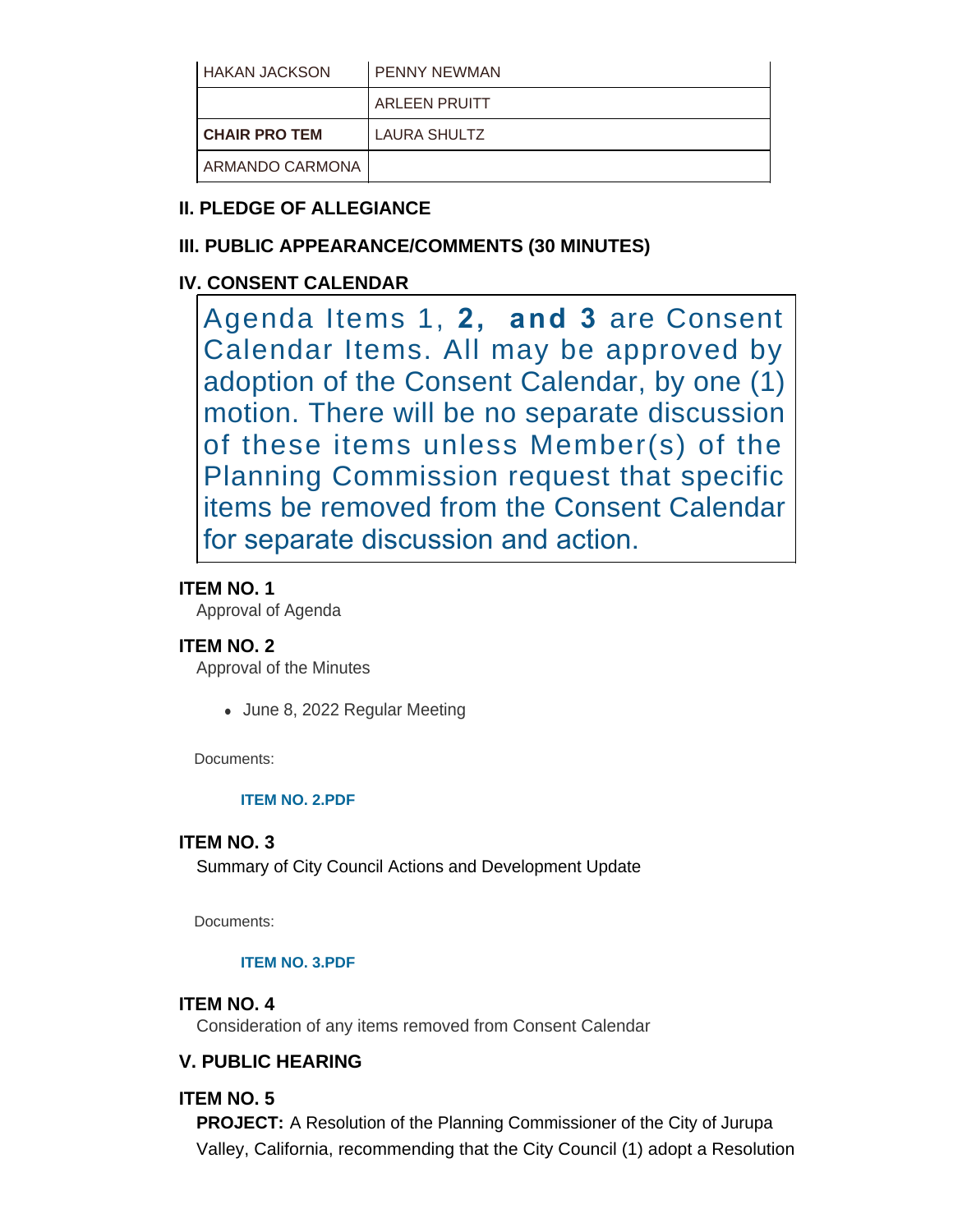| HAKAN JACKSON | PENNY NEWMAN |
| --- | --- |
| | ARLEEN PRUITT |
| **CHAIR PRO TEM** | LAURA SHULTZ |
| ARMANDO CARMONA | |

## II. PLEDGE OF ALLEGIANCE

## III. PUBLIC APPEARANCE/COMMENTS (30 MINUTES)

## IV. CONSENT CALENDAR

Agenda Items 1, **2, and 3** are Consent Calendar Items. All may be approved by adoption of the Consent Calendar, by one (1) motion. There will be no separate discussion of these items unless Member(s) of the Planning Commission request that specific items be removed from the Consent Calendar for separate discussion and action.

### ITEM NO. 1

Approval of Agenda

### ITEM NO. 2

Approval of the Minutes

- June 8, 2022 Regular Meeting

Documents:

**ITEM NO. 2.PDF**

### ITEM NO. 3

Summary of City Council Actions and Development Update

Documents:

**ITEM NO. 3.PDF**

### ITEM NO. 4

Consideration of any items removed from Consent Calendar

## V. PUBLIC HEARING

### ITEM NO. 5

**PROJECT:** A Resolution of the Planning Commissioner of the City of Jurupa Valley, California, recommending that the City Council (1) adopt a Resolution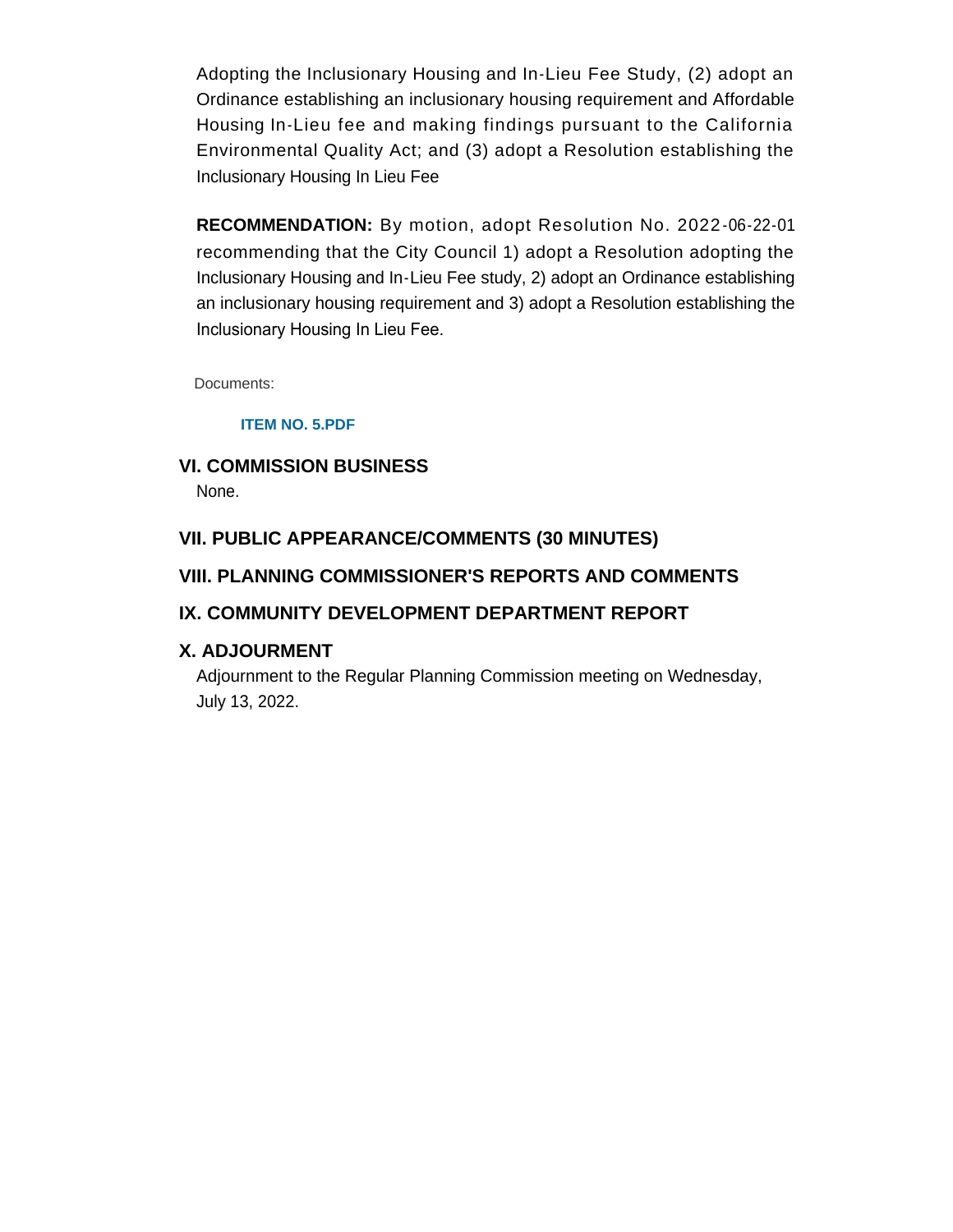Adopting the Inclusionary Housing and In-Lieu Fee Study, (2) adopt an Ordinance establishing an inclusionary housing requirement and Affordable Housing In-Lieu fee and making findings pursuant to the California Environmental Quality Act; and (3) adopt a Resolution establishing the Inclusionary Housing In Lieu Fee

**RECOMMENDATION:** By motion, adopt Resolution No. 2022-06-22-01 recommending that the City Council 1) adopt a Resolution adopting the Inclusionary Housing and In-Lieu Fee study, 2) adopt an Ordinance establishing an inclusionary housing requirement and 3) adopt a Resolution establishing the Inclusionary Housing In Lieu Fee.

Documents:

ITEM NO. 5.PDF

## VI. COMMISSION BUSINESS

None.

## VII. PUBLIC APPEARANCE/COMMENTS (30 MINUTES)

## VIII. PLANNING COMMISSIONER'S REPORTS AND COMMENTS

## IX. COMMUNITY DEVELOPMENT DEPARTMENT REPORT

## X. ADJOURNMENT

Adjournment to the Regular Planning Commission meeting on Wednesday, July 13, 2022.